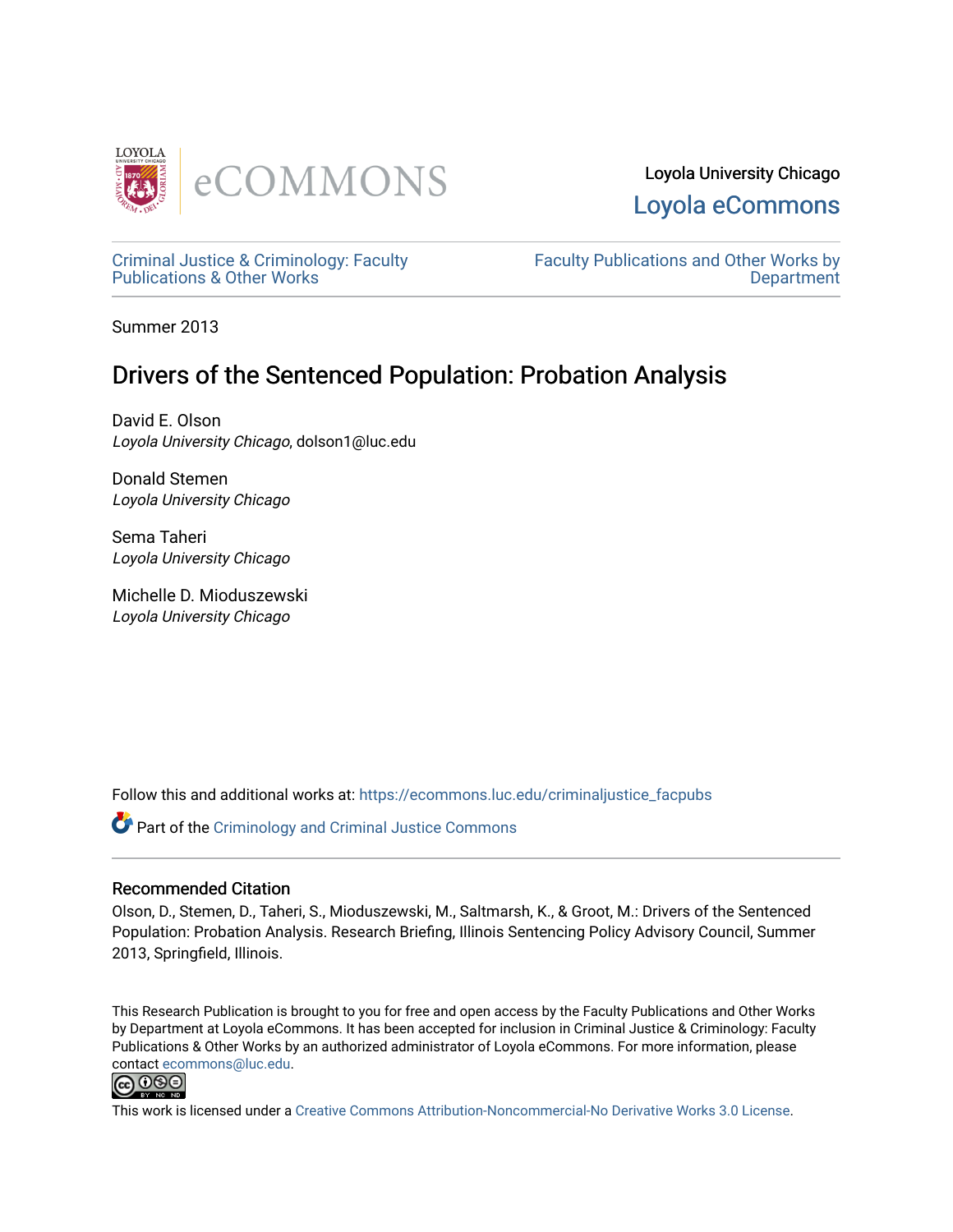Loyola University Chicago

Loyola eCommons

Criminal Justice & Criminology: Faculty Publications & Other Works

Faculty Publications and Other Works by Department

Summer 2013

# Drivers of the Sentenced Population: Probation Analysis

David E. Olson
*Loyola University Chicago*, dolson1@luc.edu

Donald Stemen
*Loyola University Chicago*

Sema Taheri
*Loyola University Chicago*

Michelle D. Mioduszewski
*Loyola University Chicago*

Follow this and additional works at: https://ecommons.luc.edu/criminaljustice_facpubs

Part of the Criminology and Criminal Justice Commons

### Recommended Citation

Olson, D., Stemen, D., Taheri, S., Mioduszewski, M., Saltmarsh, K., & Groot, M.: Drivers of the Sentenced Population: Probation Analysis. Research Briefing, Illinois Sentencing Policy Advisory Council, Summer 2013, Springfield, Illinois.

This Research Publication is brought to you for free and open access by the Faculty Publications and Other Works by Department at Loyola eCommons. It has been accepted for inclusion in Criminal Justice & Criminology: Faculty Publications & Other Works by an authorized administrator of Loyola eCommons. For more information, please contact ecommons@luc.edu.

This work is licensed under a Creative Commons Attribution-Noncommercial-No Derivative Works 3.0 License.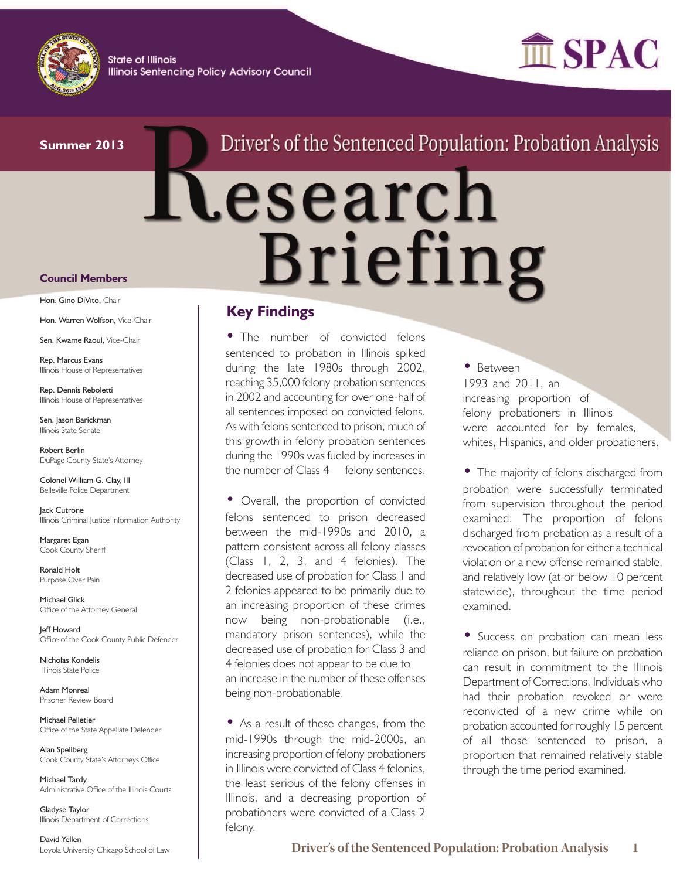State of Illinois
Illinois Sentencing Policy Advisory Council

SPAC

**Summer 2013**

# Driver's of the Sentenced Population: Probation Analysis

# Research Briefing

### Council Members

Hon. Gino DiVito, Chair

Hon. Warren Wolfson, Vice-Chair

Sen. Kwame Raoul, Vice-Chair

Rep. Marcus Evans
Illinois House of Representatives

Rep. Dennis Reboletti
Illinois House of Representatives

Sen. Jason Barickman
Illinois State Senate

Robert Berlin
DuPage County State's Attorney

Colonel William G. Clay, III
Belleville Police Department

Jack Cutrone
Illinois Criminal Justice Information Authority

Margaret Egan
Cook County Sheriff

Ronald Holt
Purpose Over Pain

Michael Glick
Office of the Attorney General

Jeff Howard
Office of the Cook County Public Defender

Nicholas Kondelis
Illinois State Police

Adam Monreal
Prisoner Review Board

Michael Pelletier
Office of the State Appellate Defender

Alan Spellberg
Cook County State's Attorneys Office

Michael Tardy
Administrative Office of the Illinois Courts

Gladyse Taylor
Illinois Department of Corrections

David Yellen
Loyola University Chicago School of Law

## Key Findings

- The number of convicted felons sentenced to probation in Illinois spiked during the late 1980s through 2002, reaching 35,000 felony probation sentences in 2002 and accounting for over one-half of all sentences imposed on convicted felons. As with felons sentenced to prison, much of this growth in felony probation sentences during the 1990s was fueled by increases in the number of Class 4 felony sentences.

- Overall, the proportion of convicted felons sentenced to prison decreased between the mid-1990s and 2010, a pattern consistent across all felony classes (Class 1, 2, 3, and 4 felonies). The decreased use of probation for Class 1 and 2 felonies appeared to be primarily due to an increasing proportion of these crimes now being non-probationable (i.e., mandatory prison sentences), while the decreased use of probation for Class 3 and 4 felonies does not appear to be due to an increase in the number of these offenses being non-probationable.

- As a result of these changes, from the mid-1990s through the mid-2000s, an increasing proportion of felony probationers in Illinois were convicted of Class 4 felonies, the least serious of the felony offenses in Illinois, and a decreasing proportion of probationers were convicted of a Class 2 felony.

- Between 1993 and 2011, an increasing proportion of felony probationers in Illinois were accounted for by females, whites, Hispanics, and older probationers.

- The majority of felons discharged from probation were successfully terminated from supervision throughout the period examined. The proportion of felons discharged from probation as a result of a revocation of probation for either a technical violation or a new offense remained stable, and relatively low (at or below 10 percent statewide), throughout the time period examined.

- Success on probation can mean less reliance on prison, but failure on probation can result in commitment to the Illinois Department of Corrections. Individuals who had their probation revoked or were reconvicted of a new crime while on probation accounted for roughly 15 percent of all those sentenced to prison, a proportion that remained relatively stable through the time period examined.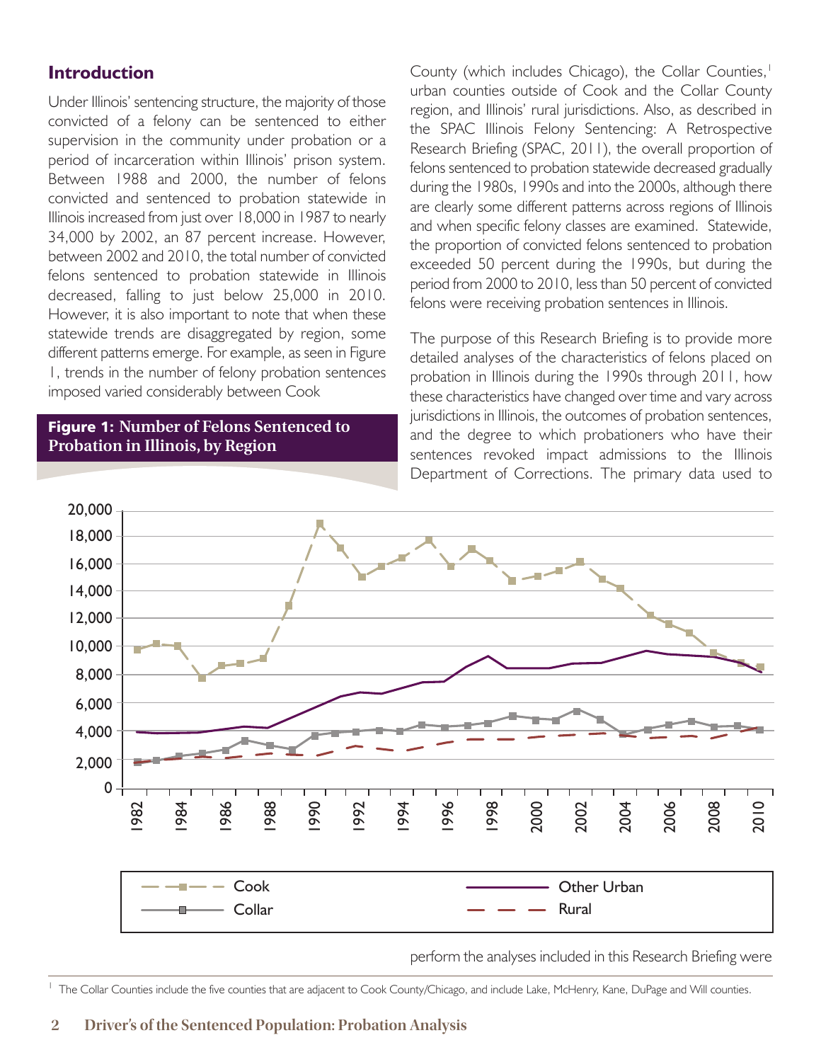## Introduction

Under Illinois' sentencing structure, the majority of those convicted of a felony can be sentenced to either supervision in the community under probation or a period of incarceration within Illinois' prison system. Between 1988 and 2000, the number of felons convicted and sentenced to probation statewide in Illinois increased from just over 18,000 in 1987 to nearly 34,000 by 2002, an 87 percent increase. However, between 2002 and 2010, the total number of convicted felons sentenced to probation statewide in Illinois decreased, falling to just below 25,000 in 2010. However, it is also important to note that when these statewide trends are disaggregated by region, some different patterns emerge. For example, as seen in Figure 1, trends in the number of felony probation sentences imposed varied considerably between Cook County (which includes Chicago), the Collar Counties,[1] urban counties outside of Cook and the Collar County region, and Illinois' rural jurisdictions. Also, as described in the SPAC Illinois Felony Sentencing: A Retrospective Research Briefing (SPAC, 2011), the overall proportion of felons sentenced to probation statewide decreased gradually during the 1980s, 1990s and into the 2000s, although there are clearly some different patterns across regions of Illinois and when specific felony classes are examined. Statewide, the proportion of convicted felons sentenced to probation exceeded 50 percent during the 1990s, but during the period from 2000 to 2010, less than 50 percent of convicted felons were receiving probation sentences in Illinois.

**Figure 1: Number of Felons Sentenced to Probation in Illinois, by Region**

The purpose of this Research Briefing is to provide more detailed analyses of the characteristics of felons placed on probation in Illinois during the 1990s through 2011, how these characteristics have changed over time and vary across jurisdictions in Illinois, the outcomes of probation sentences, and the degree to which probationers who have their sentences revoked impact admissions to the Illinois Department of Corrections. The primary data used to perform the analyses included in this Research Briefing were

[1] The Collar Counties include the five counties that are adjacent to Cook County/Chicago, and include Lake, McHenry, Kane, DuPage and Will counties.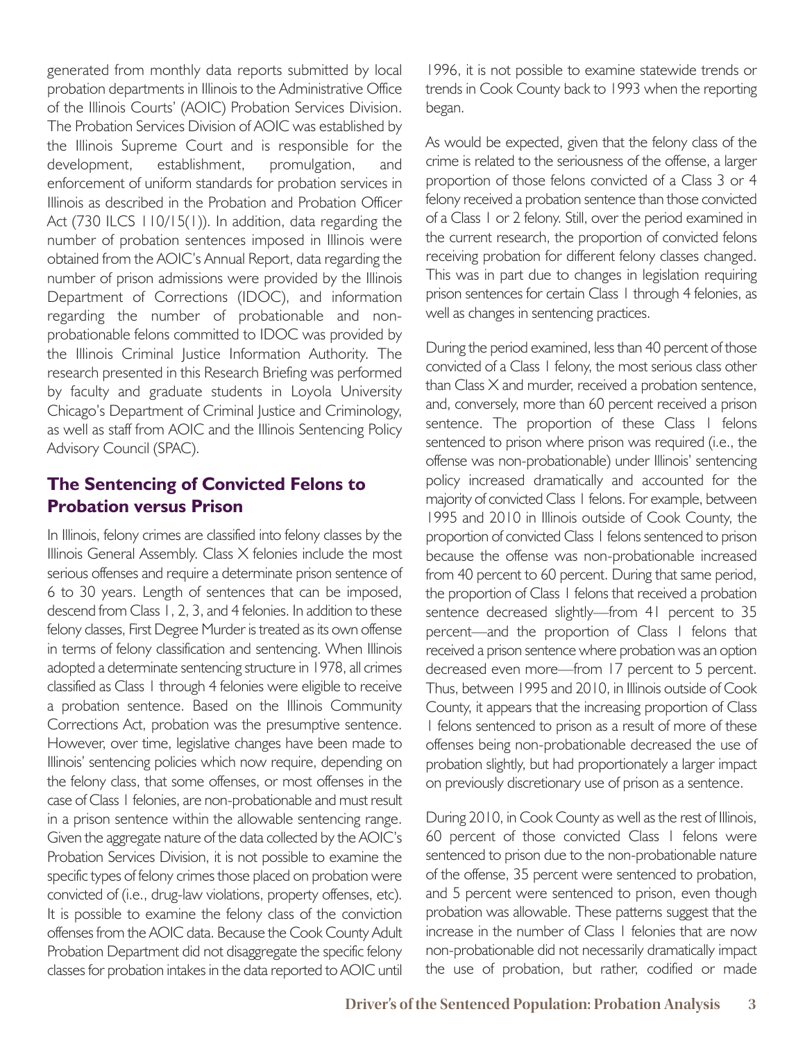generated from monthly data reports submitted by local probation departments in Illinois to the Administrative Office of the Illinois Courts' (AOIC) Probation Services Division. The Probation Services Division of AOIC was established by the Illinois Supreme Court and is responsible for the development, establishment, promulgation, and enforcement of uniform standards for probation services in Illinois as described in the Probation and Probation Officer Act (730 ILCS 110/15(1)). In addition, data regarding the number of probation sentences imposed in Illinois were obtained from the AOIC's Annual Report, data regarding the number of prison admissions were provided by the Illinois Department of Corrections (IDOC), and information regarding the number of probationable and non-probationable felons committed to IDOC was provided by the Illinois Criminal Justice Information Authority. The research presented in this Research Briefing was performed by faculty and graduate students in Loyola University Chicago's Department of Criminal Justice and Criminology, as well as staff from AOIC and the Illinois Sentencing Policy Advisory Council (SPAC).

## The Sentencing of Convicted Felons to Probation versus Prison

In Illinois, felony crimes are classified into felony classes by the Illinois General Assembly. Class X felonies include the most serious offenses and require a determinate prison sentence of 6 to 30 years. Length of sentences that can be imposed, descend from Class 1, 2, 3, and 4 felonies. In addition to these felony classes, First Degree Murder is treated as its own offense in terms of felony classification and sentencing. When Illinois adopted a determinate sentencing structure in 1978, all crimes classified as Class 1 through 4 felonies were eligible to receive a probation sentence. Based on the Illinois Community Corrections Act, probation was the presumptive sentence. However, over time, legislative changes have been made to Illinois' sentencing policies which now require, depending on the felony class, that some offenses, or most offenses in the case of Class 1 felonies, are non-probationable and must result in a prison sentence within the allowable sentencing range. Given the aggregate nature of the data collected by the AOIC's Probation Services Division, it is not possible to examine the specific types of felony crimes those placed on probation were convicted of (i.e., drug-law violations, property offenses, etc). It is possible to examine the felony class of the conviction offenses from the AOIC data. Because the Cook County Adult Probation Department did not disaggregate the specific felony classes for probation intakes in the data reported to AOIC until 1996, it is not possible to examine statewide trends or trends in Cook County back to 1993 when the reporting began.

As would be expected, given that the felony class of the crime is related to the seriousness of the offense, a larger proportion of those felons convicted of a Class 3 or 4 felony received a probation sentence than those convicted of a Class 1 or 2 felony. Still, over the period examined in the current research, the proportion of convicted felons receiving probation for different felony classes changed. This was in part due to changes in legislation requiring prison sentences for certain Class 1 through 4 felonies, as well as changes in sentencing practices.

During the period examined, less than 40 percent of those convicted of a Class 1 felony, the most serious class other than Class X and murder, received a probation sentence, and, conversely, more than 60 percent received a prison sentence. The proportion of these Class 1 felons sentenced to prison where prison was required (i.e., the offense was non-probationable) under Illinois' sentencing policy increased dramatically and accounted for the majority of convicted Class 1 felons. For example, between 1995 and 2010 in Illinois outside of Cook County, the proportion of convicted Class 1 felons sentenced to prison because the offense was non-probationable increased from 40 percent to 60 percent. During that same period, the proportion of Class 1 felons that received a probation sentence decreased slightly—from 41 percent to 35 percent—and the proportion of Class 1 felons that received a prison sentence where probation was an option decreased even more—from 17 percent to 5 percent. Thus, between 1995 and 2010, in Illinois outside of Cook County, it appears that the increasing proportion of Class 1 felons sentenced to prison as a result of more of these offenses being non-probationable decreased the use of probation slightly, but had proportionately a larger impact on previously discretionary use of prison as a sentence.

During 2010, in Cook County as well as the rest of Illinois, 60 percent of those convicted Class 1 felons were sentenced to prison due to the non-probationable nature of the offense, 35 percent were sentenced to probation, and 5 percent were sentenced to prison, even though probation was allowable. These patterns suggest that the increase in the number of Class 1 felonies that are now non-probationable did not necessarily dramatically impact the use of probation, but rather, codified or made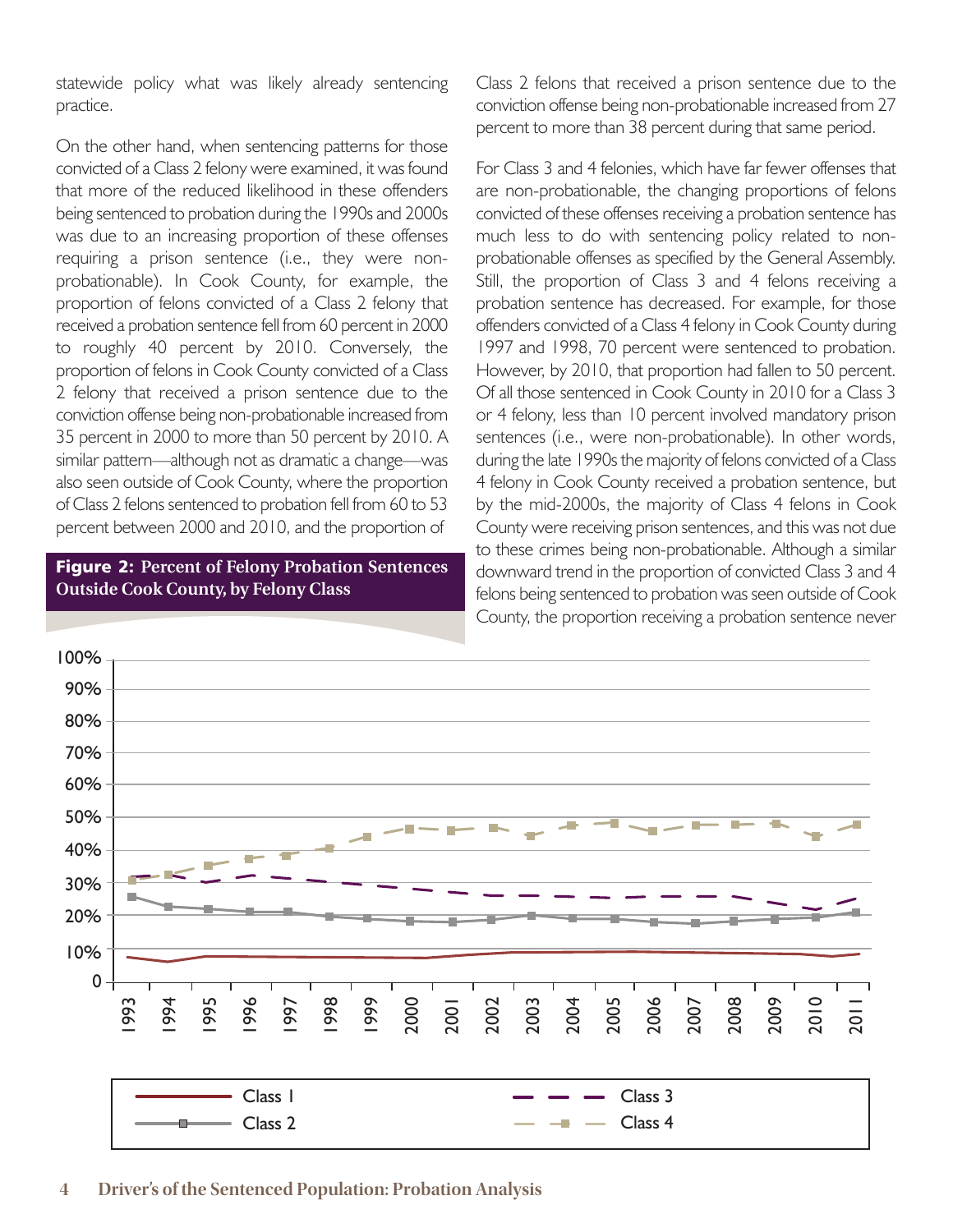statewide policy what was likely already sentencing practice.

On the other hand, when sentencing patterns for those convicted of a Class 2 felony were examined, it was found that more of the reduced likelihood in these offenders being sentenced to probation during the 1990s and 2000s was due to an increasing proportion of these offenses requiring a prison sentence (i.e., they were non-probationable). In Cook County, for example, the proportion of felons convicted of a Class 2 felony that received a probation sentence fell from 60 percent in 2000 to roughly 40 percent by 2010. Conversely, the proportion of felons in Cook County convicted of a Class 2 felony that received a prison sentence due to the conviction offense being non-probationable increased from 35 percent in 2000 to more than 50 percent by 2010. A similar pattern—although not as dramatic a change—was also seen outside of Cook County, where the proportion of Class 2 felons sentenced to probation fell from 60 to 53 percent between 2000 and 2010, and the proportion of Class 2 felons that received a prison sentence due to the conviction offense being non-probationable increased from 27 percent to more than 38 percent during that same period.

For Class 3 and 4 felonies, which have far fewer offenses that are non-probationable, the changing proportions of felons convicted of these offenses receiving a probation sentence has much less to do with sentencing policy related to non-probationable offenses as specified by the General Assembly. Still, the proportion of Class 3 and 4 felons receiving a probation sentence has decreased. For example, for those offenders convicted of a Class 4 felony in Cook County during 1997 and 1998, 70 percent were sentenced to probation. However, by 2010, that proportion had fallen to 50 percent. Of all those sentenced in Cook County in 2010 for a Class 3 or 4 felony, less than 10 percent involved mandatory prison sentences (i.e., were non-probationable). In other words, during the late 1990s the majority of felons convicted of a Class 4 felony in Cook County received a probation sentence, but by the mid-2000s, the majority of Class 4 felons in Cook County were receiving prison sentences, and this was not due to these crimes being non-probationable. Although a similar downward trend in the proportion of convicted Class 3 and 4 felons being sentenced to probation was seen outside of Cook County, the proportion receiving a probation sentence never

**Figure 2: Percent of Felony Probation Sentences Outside Cook County, by Felony Class**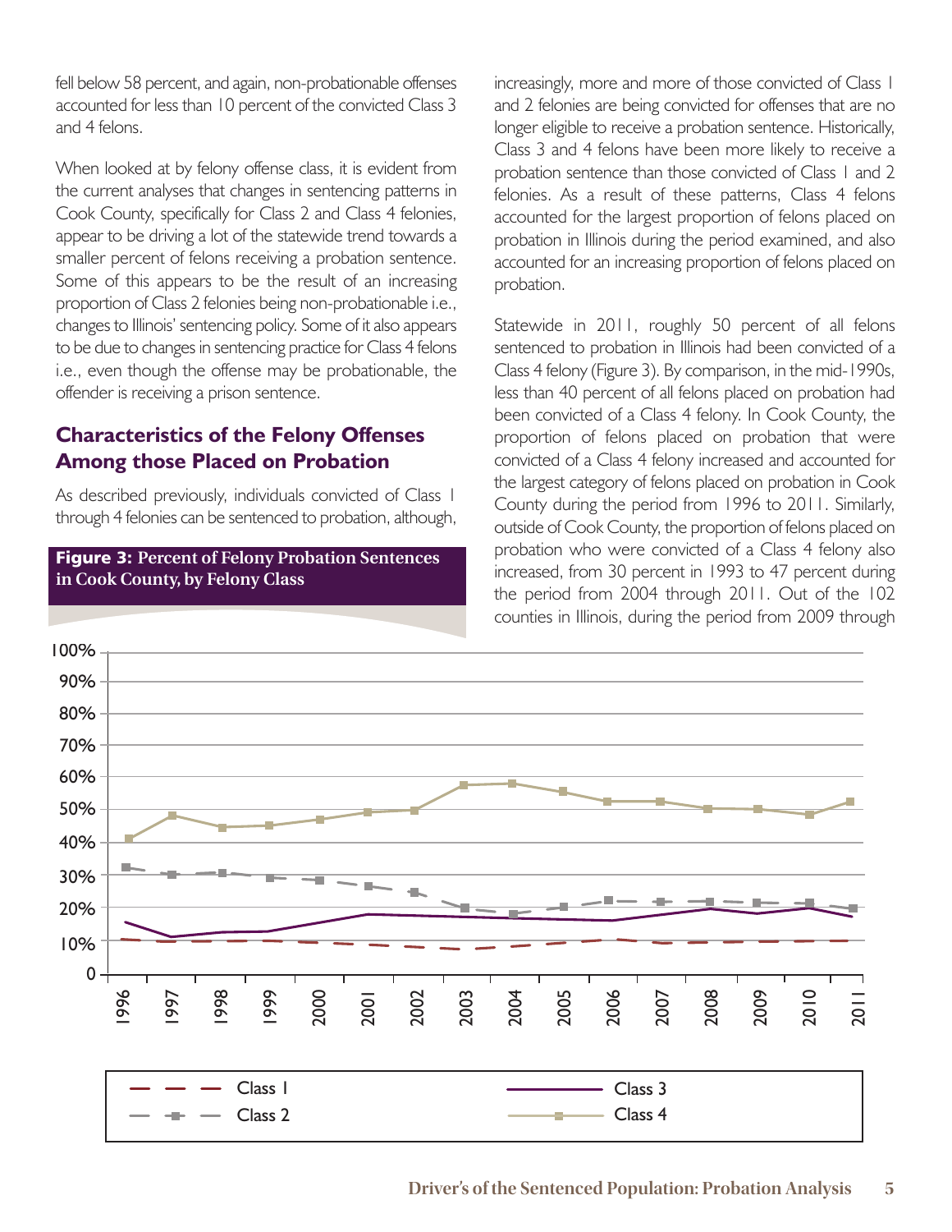fell below 58 percent, and again, non-probationable offenses accounted for less than 10 percent of the convicted Class 3 and 4 felons.

When looked at by felony offense class, it is evident from the current analyses that changes in sentencing patterns in Cook County, specifically for Class 2 and Class 4 felonies, appear to be driving a lot of the statewide trend towards a smaller percent of felons receiving a probation sentence. Some of this appears to be the result of an increasing proportion of Class 2 felonies being non-probationable i.e., changes to Illinois' sentencing policy. Some of it also appears to be due to changes in sentencing practice for Class 4 felons i.e., even though the offense may be probationable, the offender is receiving a prison sentence.

## Characteristics of the Felony Offenses Among those Placed on Probation

As described previously, individuals convicted of Class 1 through 4 felonies can be sentenced to probation, although, increasingly, more and more of those convicted of Class 1 and 2 felonies are being convicted for offenses that are no longer eligible to receive a probation sentence. Historically, Class 3 and 4 felons have been more likely to receive a probation sentence than those convicted of Class 1 and 2 felonies. As a result of these patterns, Class 4 felons accounted for the largest proportion of felons placed on probation in Illinois during the period examined, and also accounted for an increasing proportion of felons placed on probation.

Statewide in 2011, roughly 50 percent of all felons sentenced to probation in Illinois had been convicted of a Class 4 felony (Figure 3). By comparison, in the mid-1990s, less than 40 percent of all felons placed on probation had been convicted of a Class 4 felony. In Cook County, the proportion of felons placed on probation that were convicted of a Class 4 felony increased and accounted for the largest category of felons placed on probation in Cook County during the period from 1996 to 2011. Similarly, outside of Cook County, the proportion of felons placed on probation who were convicted of a Class 4 felony also increased, from 30 percent in 1993 to 47 percent during the period from 2004 through 2011. Out of the 102 counties in Illinois, during the period from 2009 through

**Figure 3: Percent of Felony Probation Sentences in Cook County, by Felony Class**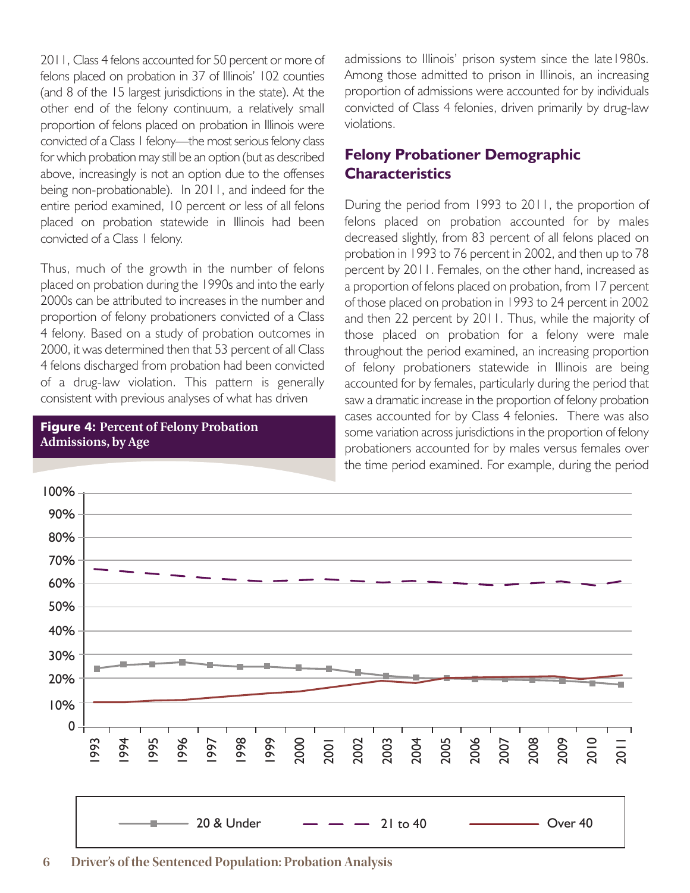2011, Class 4 felons accounted for 50 percent or more of felons placed on probation in 37 of Illinois' 102 counties (and 8 of the 15 largest jurisdictions in the state). At the other end of the felony continuum, a relatively small proportion of felons placed on probation in Illinois were convicted of a Class 1 felony—the most serious felony class for which probation may still be an option (but as described above, increasingly is not an option due to the offenses being non-probationable). In 2011, and indeed for the entire period examined, 10 percent or less of all felons placed on probation statewide in Illinois had been convicted of a Class 1 felony.

Thus, much of the growth in the number of felons placed on probation during the 1990s and into the early 2000s can be attributed to increases in the number and proportion of felony probationers convicted of a Class 4 felony. Based on a study of probation outcomes in 2000, it was determined then that 53 percent of all Class 4 felons discharged from probation had been convicted of a drug-law violation. This pattern is generally consistent with previous analyses of what has driven admissions to Illinois' prison system since the late1980s. Among those admitted to prison in Illinois, an increasing proportion of admissions were accounted for by individuals convicted of Class 4 felonies, driven primarily by drug-law violations.

## Felony Probationer Demographic Characteristics

During the period from 1993 to 2011, the proportion of felons placed on probation accounted for by males decreased slightly, from 83 percent of all felons placed on probation in 1993 to 76 percent in 2002, and then up to 78 percent by 2011. Females, on the other hand, increased as a proportion of felons placed on probation, from 17 percent of those placed on probation in 1993 to 24 percent in 2002 and then 22 percent by 2011. Thus, while the majority of those placed on probation for a felony were male throughout the period examined, an increasing proportion of felony probationers statewide in Illinois are being accounted for by females, particularly during the period that saw a dramatic increase in the proportion of felony probation cases accounted for by Class 4 felonies. There was also some variation across jurisdictions in the proportion of felony probationers accounted for by males versus females over the time period examined. For example, during the period

**Figure 4:** Percent of Felony Probation Admissions, by Age

Legend: 20 & Under; 21 to 40; Over 40 (years 1993–2011, 0–100%)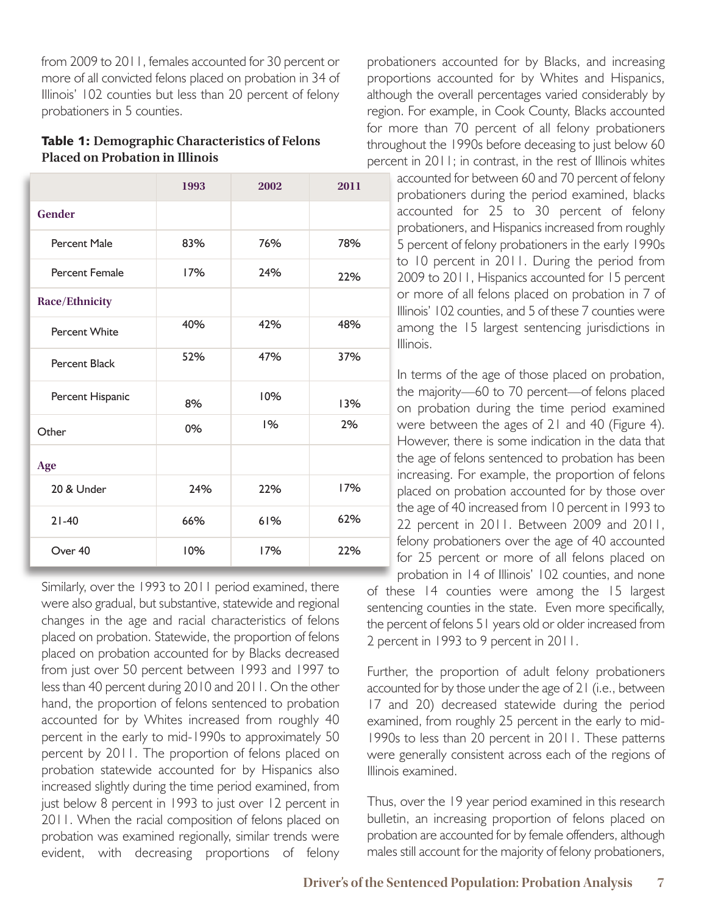from 2009 to 2011, females accounted for 30 percent or more of all convicted felons placed on probation in 34 of Illinois' 102 counties but less than 20 percent of felony probationers in 5 counties.

**Table 1: Demographic Characteristics of Felons Placed on Probation in Illinois**

| | 1993 | 2002 | 2011 |
|---|---|---|---|
| **Gender** | | | |
| Percent Male | 83% | 76% | 78% |
| Percent Female | 17% | 24% | 22% |
| **Race/Ethnicity** | | | |
| Percent White | 40% | 42% | 48% |
| Percent Black | 52% | 47% | 37% |
| Percent Hispanic | 8% | 10% | 13% |
| Other | 0% | 1% | 2% |
| **Age** | | | |
| 20 & Under | 24% | 22% | 17% |
| 21-40 | 66% | 61% | 62% |
| Over 40 | 10% | 17% | 22% |

Similarly, over the 1993 to 2011 period examined, there were also gradual, but substantive, statewide and regional changes in the age and racial characteristics of felons placed on probation. Statewide, the proportion of felons placed on probation accounted for by Blacks decreased from just over 50 percent between 1993 and 1997 to less than 40 percent during 2010 and 2011. On the other hand, the proportion of felons sentenced to probation accounted for by Whites increased from roughly 40 percent in the early to mid-1990s to approximately 50 percent by 2011. The proportion of felons placed on probation statewide accounted for by Hispanics also increased slightly during the time period examined, from just below 8 percent in 1993 to just over 12 percent in 2011. When the racial composition of felons placed on probation was examined regionally, similar trends were evident, with decreasing proportions of felony probationers accounted for by Blacks, and increasing proportions accounted for by Whites and Hispanics, although the overall percentages varied considerably by region. For example, in Cook County, Blacks accounted for more than 70 percent of all felony probationers throughout the 1990s before deceasing to just below 60 percent in 2011; in contrast, in the rest of Illinois whites accounted for between 60 and 70 percent of felony probationers during the period examined, blacks accounted for 25 to 30 percent of felony probationers, and Hispanics increased from roughly 5 percent of felony probationers in the early 1990s to 10 percent in 2011. During the period from 2009 to 2011, Hispanics accounted for 15 percent or more of all felons placed on probation in 7 of Illinois' 102 counties, and 5 of these 7 counties were among the 15 largest sentencing jurisdictions in Illinois.

In terms of the age of those placed on probation, the majority—60 to 70 percent—of felons placed on probation during the time period examined were between the ages of 21 and 40 (Figure 4). However, there is some indication in the data that the age of felons sentenced to probation has been increasing. For example, the proportion of felons placed on probation accounted for by those over the age of 40 increased from 10 percent in 1993 to 22 percent in 2011. Between 2009 and 2011, felony probationers over the age of 40 accounted for 25 percent or more of all felons placed on probation in 14 of Illinois' 102 counties, and none of these 14 counties were among the 15 largest sentencing counties in the state. Even more specifically, the percent of felons 51 years old or older increased from 2 percent in 1993 to 9 percent in 2011.

Further, the proportion of adult felony probationers accounted for by those under the age of 21 (i.e., between 17 and 20) decreased statewide during the period examined, from roughly 25 percent in the early to mid-1990s to less than 20 percent in 2011. These patterns were generally consistent across each of the regions of Illinois examined.

Thus, over the 19 year period examined in this research bulletin, an increasing proportion of felons placed on probation are accounted for by female offenders, although males still account for the majority of felony probationers,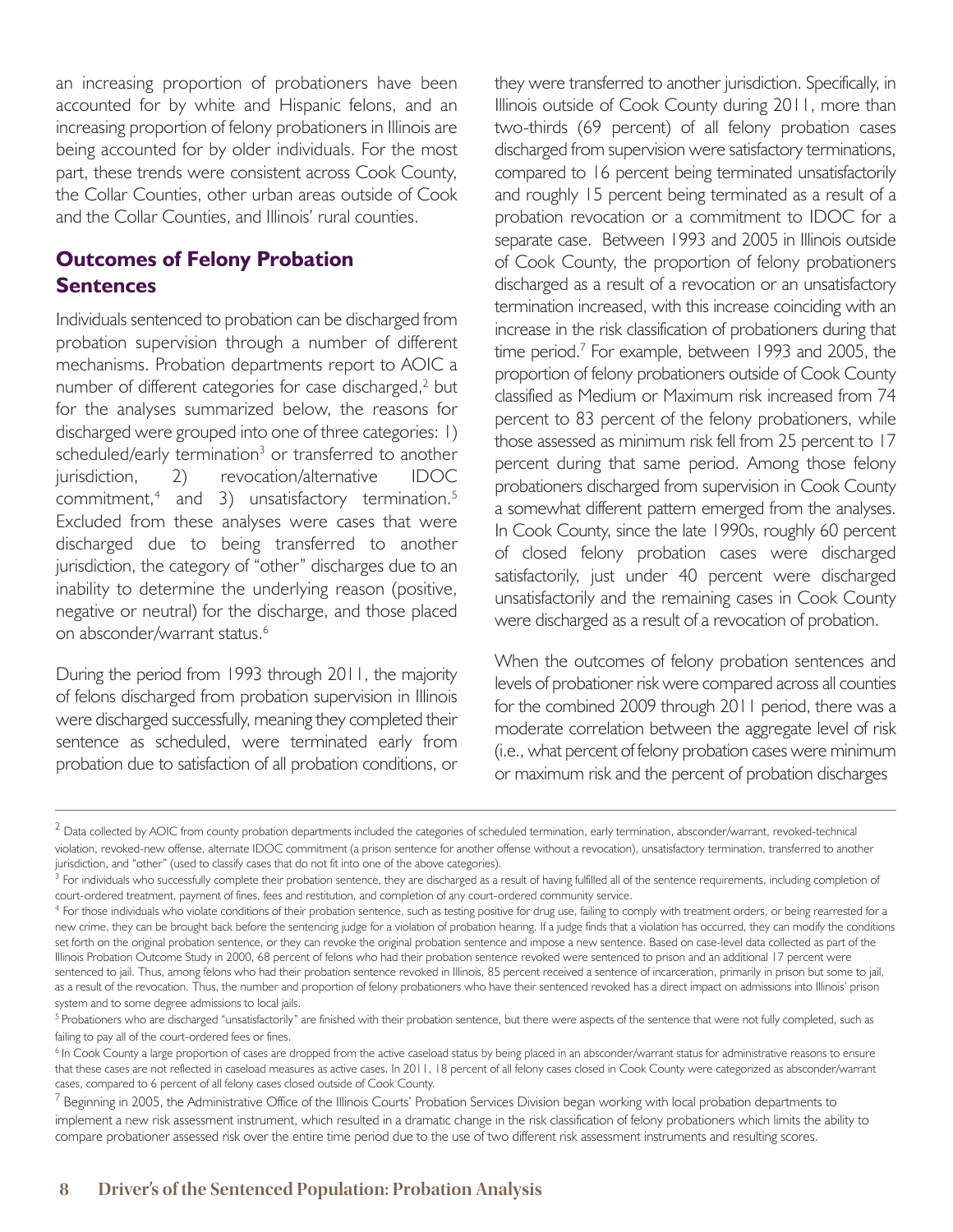an increasing proportion of probationers have been accounted for by white and Hispanic felons, and an increasing proportion of felony probationers in Illinois are being accounted for by older individuals. For the most part, these trends were consistent across Cook County, the Collar Counties, other urban areas outside of Cook and the Collar Counties, and Illinois' rural counties.

## Outcomes of Felony Probation Sentences

Individuals sentenced to probation can be discharged from probation supervision through a number of different mechanisms. Probation departments report to AOIC a number of different categories for case discharged,[2] but for the analyses summarized below, the reasons for discharged were grouped into one of three categories: 1) scheduled/early termination[3] or transferred to another jurisdiction, 2) revocation/alternative IDOC commitment,[4] and 3) unsatisfactory termination.[5] Excluded from these analyses were cases that were discharged due to being transferred to another jurisdiction, the category of "other" discharges due to an inability to determine the underlying reason (positive, negative or neutral) for the discharge, and those placed on absconder/warrant status.[6]

During the period from 1993 through 2011, the majority of felons discharged from probation supervision in Illinois were discharged successfully, meaning they completed their sentence as scheduled, were terminated early from probation due to satisfaction of all probation conditions, or they were transferred to another jurisdiction. Specifically, in Illinois outside of Cook County during 2011, more than two-thirds (69 percent) of all felony probation cases discharged from supervision were satisfactory terminations, compared to 16 percent being terminated unsatisfactorily and roughly 15 percent being terminated as a result of a probation revocation or a commitment to IDOC for a separate case. Between 1993 and 2005 in Illinois outside of Cook County, the proportion of felony probationers discharged as a result of a revocation or an unsatisfactory termination increased, with this increase coinciding with an increase in the risk classification of probationers during that time period.[7] For example, between 1993 and 2005, the proportion of felony probationers outside of Cook County classified as Medium or Maximum risk increased from 74 percent to 83 percent of the felony probationers, while those assessed as minimum risk fell from 25 percent to 17 percent during that same period. Among those felony probationers discharged from supervision in Cook County a somewhat different pattern emerged from the analyses. In Cook County, since the late 1990s, roughly 60 percent of closed felony probation cases were discharged satisfactorily, just under 40 percent were discharged unsatisfactorily and the remaining cases in Cook County were discharged as a result of a revocation of probation.

When the outcomes of felony probation sentences and levels of probationer risk were compared across all counties for the combined 2009 through 2011 period, there was a moderate correlation between the aggregate level of risk (i.e., what percent of felony probation cases were minimum or maximum risk and the percent of probation discharges

---

[2] Data collected by AOIC from county probation departments included the categories of scheduled termination, early termination, absconder/warrant, revoked-technical violation, revoked-new offense, alternate IDOC commitment (a prison sentence for another offense without a revocation), unsatisfactory termination, transferred to another jurisdiction, and "other" (used to classify cases that do not fit into one of the above categories).

[3] For individuals who successfully complete their probation sentence, they are discharged as a result of having fulfilled all of the sentence requirements, including completion of court-ordered treatment, payment of fines, fees and restitution, and completion of any court-ordered community service.

[4] For those individuals who violate conditions of their probation sentence, such as testing positive for drug use, failing to comply with treatment orders, or being rearrested for a new crime, they can be brought back before the sentencing judge for a violation of probation hearing. If a judge finds that a violation has occurred, they can modify the conditions set forth on the original probation sentence, or they can revoke the original probation sentence and impose a new sentence. Based on case-level data collected as part of the Illinois Probation Outcome Study in 2000, 68 percent of felons who had their probation sentence revoked were sentenced to prison and an additional 17 percent were sentenced to jail. Thus, among felons who had their probation sentence revoked in Illinois, 85 percent received a sentence of incarceration, primarily in prison but some to jail, as a result of the revocation. Thus, the number and proportion of felony probationers who have their sentenced revoked has a direct impact on admissions into Illinois' prison system and to some degree admissions to local jails.

[5] Probationers who are discharged "unsatisfactorily" are finished with their probation sentence, but there were aspects of the sentence that were not fully completed, such as failing to pay all of the court-ordered fees or fines.

[6] In Cook County a large proportion of cases are dropped from the active caseload status by being placed in an absconder/warrant status for administrative reasons to ensure that these cases are not reflected in caseload measures as active cases. In 2011, 18 percent of all felony cases closed in Cook County were categorized as absconder/warrant cases, compared to 6 percent of all felony cases closed outside of Cook County.

[7] Beginning in 2005, the Administrative Office of the Illinois Courts' Probation Services Division began working with local probation departments to implement a new risk assessment instrument, which resulted in a dramatic change in the risk classification of felony probationers which limits the ability to compare probationer assessed risk over the entire time period due to the use of two different risk assessment instruments and resulting scores.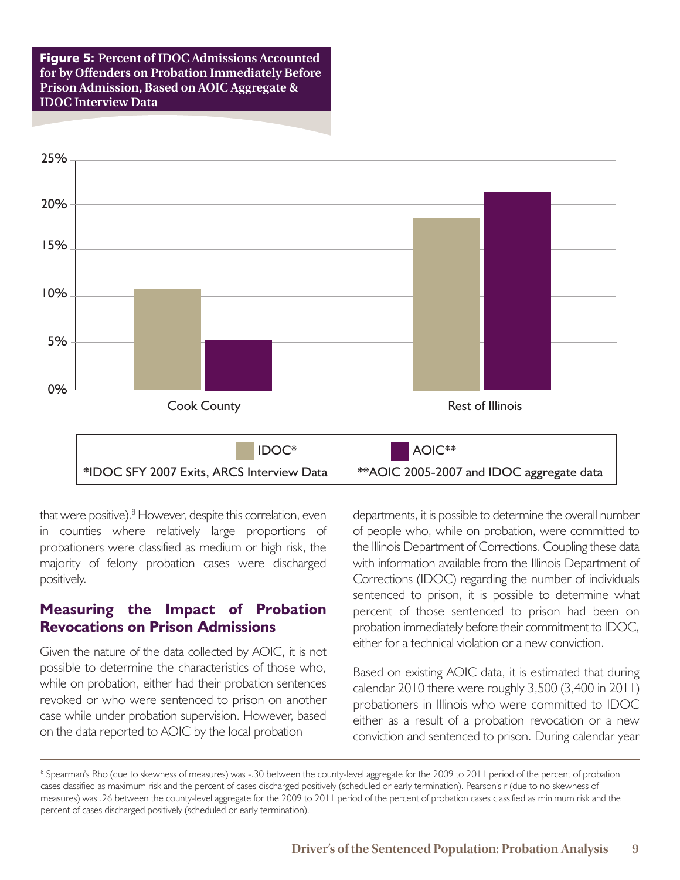**Figure 5: Percent of IDOC Admissions Accounted for by Offenders on Probation Immediately Before Prison Admission, Based on AOIC Aggregate & IDOC Interview Data**

IDOC* — *IDOC SFY 2007 Exits, ARCS Interview Data

AOIC** — **AOIC 2005-2007 and IDOC aggregate data

that were positive).[8] However, despite this correlation, even in counties where relatively large proportions of probationers were classified as medium or high risk, the majority of felony probation cases were discharged positively.

## Measuring the Impact of Probation Revocations on Prison Admissions

Given the nature of the data collected by AOIC, it is not possible to determine the characteristics of those who, while on probation, either had their probation sentences revoked or who were sentenced to prison on another case while under probation supervision. However, based on the data reported to AOIC by the local probation departments, it is possible to determine the overall number of people who, while on probation, were committed to the Illinois Department of Corrections. Coupling these data with information available from the Illinois Department of Corrections (IDOC) regarding the number of individuals sentenced to prison, it is possible to determine what percent of those sentenced to prison had been on probation immediately before their commitment to IDOC, either for a technical violation or a new conviction.

Based on existing AOIC data, it is estimated that during calendar 2010 there were roughly 3,500 (3,400 in 2011) probationers in Illinois who were committed to IDOC either as a result of a probation revocation or a new conviction and sentenced to prison. During calendar year

[8] Spearman's Rho (due to skewness of measures) was -.30 between the county-level aggregate for the 2009 to 2011 period of the percent of probation cases classified as maximum risk and the percent of cases discharged positively (scheduled or early termination). Pearson's r (due to no skewness of measures) was .26 between the county-level aggregate for the 2009 to 2011 period of the percent of probation cases classified as minimum risk and the percent of cases discharged positively (scheduled or early termination).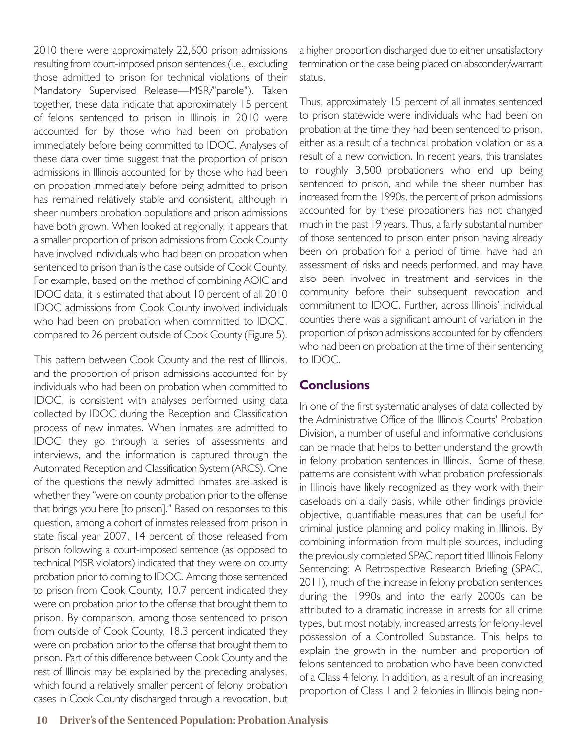2010 there were approximately 22,600 prison admissions resulting from court-imposed prison sentences (i.e., excluding those admitted to prison for technical violations of their Mandatory Supervised Release—MSR/"parole"). Taken together, these data indicate that approximately 15 percent of felons sentenced to prison in Illinois in 2010 were accounted for by those who had been on probation immediately before being committed to IDOC. Analyses of these data over time suggest that the proportion of prison admissions in Illinois accounted for by those who had been on probation immediately before being admitted to prison has remained relatively stable and consistent, although in sheer numbers probation populations and prison admissions have both grown. When looked at regionally, it appears that a smaller proportion of prison admissions from Cook County have involved individuals who had been on probation when sentenced to prison than is the case outside of Cook County. For example, based on the method of combining AOIC and IDOC data, it is estimated that about 10 percent of all 2010 IDOC admissions from Cook County involved individuals who had been on probation when committed to IDOC, compared to 26 percent outside of Cook County (Figure 5).

This pattern between Cook County and the rest of Illinois, and the proportion of prison admissions accounted for by individuals who had been on probation when committed to IDOC, is consistent with analyses performed using data collected by IDOC during the Reception and Classification process of new inmates. When inmates are admitted to IDOC they go through a series of assessments and interviews, and the information is captured through the Automated Reception and Classification System (ARCS). One of the questions the newly admitted inmates are asked is whether they "were on county probation prior to the offense that brings you here [to prison]." Based on responses to this question, among a cohort of inmates released from prison in state fiscal year 2007, 14 percent of those released from prison following a court-imposed sentence (as opposed to technical MSR violators) indicated that they were on county probation prior to coming to IDOC. Among those sentenced to prison from Cook County, 10.7 percent indicated they were on probation prior to the offense that brought them to prison. By comparison, among those sentenced to prison from outside of Cook County, 18.3 percent indicated they were on probation prior to the offense that brought them to prison. Part of this difference between Cook County and the rest of Illinois may be explained by the preceding analyses, which found a relatively smaller percent of felony probation cases in Cook County discharged through a revocation, but a higher proportion discharged due to either unsatisfactory termination or the case being placed on absconder/warrant status.

Thus, approximately 15 percent of all inmates sentenced to prison statewide were individuals who had been on probation at the time they had been sentenced to prison, either as a result of a technical probation violation or as a result of a new conviction. In recent years, this translates to roughly 3,500 probationers who end up being sentenced to prison, and while the sheer number has increased from the 1990s, the percent of prison admissions accounted for by these probationers has not changed much in the past 19 years. Thus, a fairly substantial number of those sentenced to prison enter prison having already been on probation for a period of time, have had an assessment of risks and needs performed, and may have also been involved in treatment and services in the community before their subsequent revocation and commitment to IDOC. Further, across Illinois' individual counties there was a significant amount of variation in the proportion of prison admissions accounted for by offenders who had been on probation at the time of their sentencing to IDOC.

## Conclusions

In one of the first systematic analyses of data collected by the Administrative Office of the Illinois Courts' Probation Division, a number of useful and informative conclusions can be made that helps to better understand the growth in felony probation sentences in Illinois. Some of these patterns are consistent with what probation professionals in Illinois have likely recognized as they work with their caseloads on a daily basis, while other findings provide objective, quantifiable measures that can be useful for criminal justice planning and policy making in Illinois. By combining information from multiple sources, including the previously completed SPAC report titled Illinois Felony Sentencing: A Retrospective Research Briefing (SPAC, 2011), much of the increase in felony probation sentences during the 1990s and into the early 2000s can be attributed to a dramatic increase in arrests for all crime types, but most notably, increased arrests for felony-level possession of a Controlled Substance. This helps to explain the growth in the number and proportion of felons sentenced to probation who have been convicted of a Class 4 felony. In addition, as a result of an increasing proportion of Class 1 and 2 felonies in Illinois being non-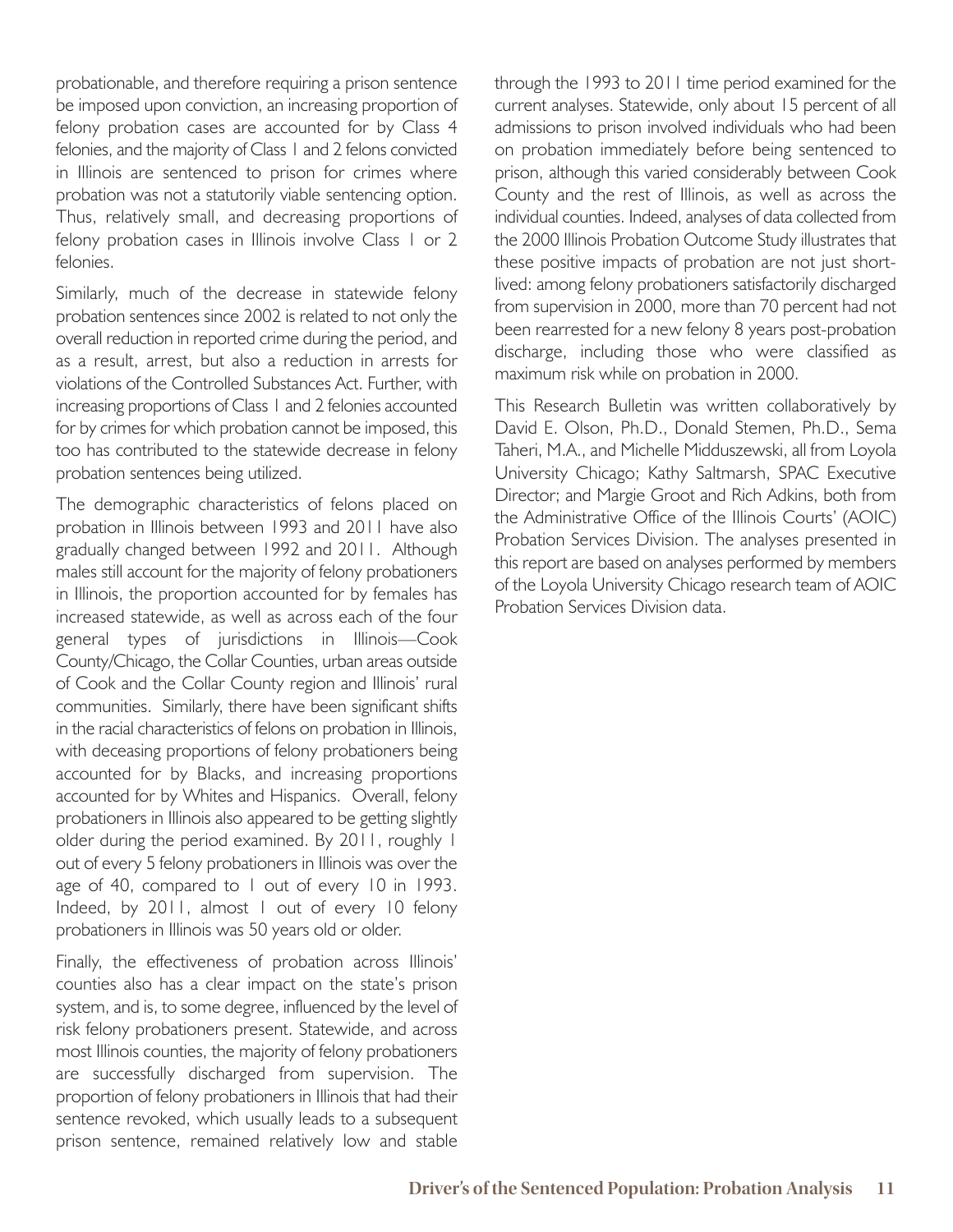probationable, and therefore requiring a prison sentence be imposed upon conviction, an increasing proportion of felony probation cases are accounted for by Class 4 felonies, and the majority of Class 1 and 2 felons convicted in Illinois are sentenced to prison for crimes where probation was not a statutorily viable sentencing option. Thus, relatively small, and decreasing proportions of felony probation cases in Illinois involve Class 1 or 2 felonies.

Similarly, much of the decrease in statewide felony probation sentences since 2002 is related to not only the overall reduction in reported crime during the period, and as a result, arrest, but also a reduction in arrests for violations of the Controlled Substances Act. Further, with increasing proportions of Class 1 and 2 felonies accounted for by crimes for which probation cannot be imposed, this too has contributed to the statewide decrease in felony probation sentences being utilized.

The demographic characteristics of felons placed on probation in Illinois between 1993 and 2011 have also gradually changed between 1992 and 2011. Although males still account for the majority of felony probationers in Illinois, the proportion accounted for by females has increased statewide, as well as across each of the four general types of jurisdictions in Illinois—Cook County/Chicago, the Collar Counties, urban areas outside of Cook and the Collar County region and Illinois' rural communities. Similarly, there have been significant shifts in the racial characteristics of felons on probation in Illinois, with deceasing proportions of felony probationers being accounted for by Blacks, and increasing proportions accounted for by Whites and Hispanics. Overall, felony probationers in Illinois also appeared to be getting slightly older during the period examined. By 2011, roughly 1 out of every 5 felony probationers in Illinois was over the age of 40, compared to 1 out of every 10 in 1993. Indeed, by 2011, almost 1 out of every 10 felony probationers in Illinois was 50 years old or older.

Finally, the effectiveness of probation across Illinois' counties also has a clear impact on the state's prison system, and is, to some degree, influenced by the level of risk felony probationers present. Statewide, and across most Illinois counties, the majority of felony probationers are successfully discharged from supervision. The proportion of felony probationers in Illinois that had their sentence revoked, which usually leads to a subsequent prison sentence, remained relatively low and stable through the 1993 to 2011 time period examined for the current analyses. Statewide, only about 15 percent of all admissions to prison involved individuals who had been on probation immediately before being sentenced to prison, although this varied considerably between Cook County and the rest of Illinois, as well as across the individual counties. Indeed, analyses of data collected from the 2000 Illinois Probation Outcome Study illustrates that these positive impacts of probation are not just short-lived: among felony probationers satisfactorily discharged from supervision in 2000, more than 70 percent had not been rearrested for a new felony 8 years post-probation discharge, including those who were classified as maximum risk while on probation in 2000.

This Research Bulletin was written collaboratively by David E. Olson, Ph.D., Donald Stemen, Ph.D., Sema Taheri, M.A., and Michelle Midduszewski, all from Loyola University Chicago; Kathy Saltmarsh, SPAC Executive Director; and Margie Groot and Rich Adkins, both from the Administrative Office of the Illinois Courts' (AOIC) Probation Services Division. The analyses presented in this report are based on analyses performed by members of the Loyola University Chicago research team of AOIC Probation Services Division data.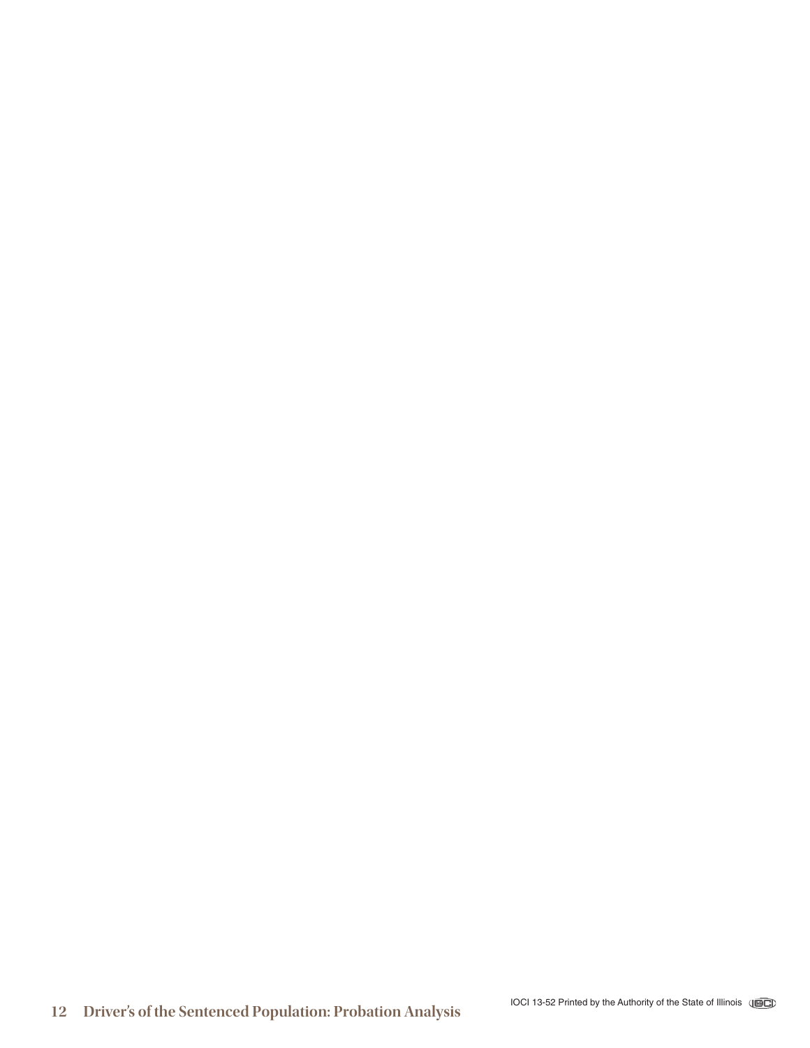IOCI 13-52 Printed by the Authority of the State of Illinois